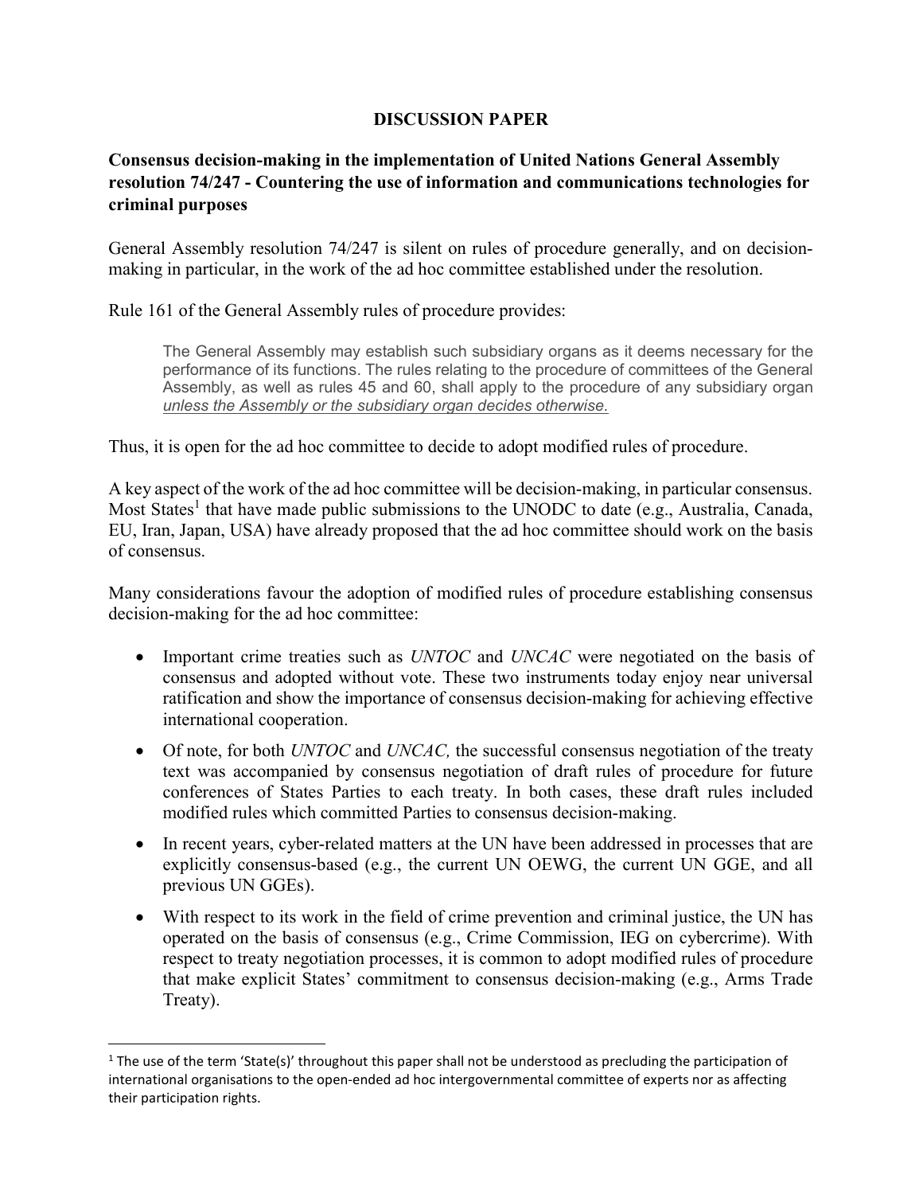# DISCUSSION PAPER

## Consensus decision-making in the implementation of United Nations General Assembly resolution 74/247 - Countering the use of information and communications technologies for criminal purposes

General Assembly resolution 74/247 is silent on rules of procedure generally, and on decision-making in particular, in the work of the ad hoc committee established under the resolution.

Rule 161 of the General Assembly rules of procedure provides:

> The General Assembly may establish such subsidiary organs as it deems necessary for the performance of its functions. The rules relating to the procedure of committees of the General Assembly, as well as rules 45 and 60, shall apply to the procedure of any subsidiary organ *unless the Assembly or the subsidiary organ decides otherwise.*

Thus, it is open for the ad hoc committee to decide to adopt modified rules of procedure.

A key aspect of the work of the ad hoc committee will be decision-making, in particular consensus. Most States[1] that have made public submissions to the UNODC to date (e.g., Australia, Canada, EU, Iran, Japan, USA) have already proposed that the ad hoc committee should work on the basis of consensus.

Many considerations favour the adoption of modified rules of procedure establishing consensus decision-making for the ad hoc committee:

- Important crime treaties such as *UNTOC* and *UNCAC* were negotiated on the basis of consensus and adopted without vote. These two instruments today enjoy near universal ratification and show the importance of consensus decision-making for achieving effective international cooperation.
- Of note, for both *UNTOC* and *UNCAC,* the successful consensus negotiation of the treaty text was accompanied by consensus negotiation of draft rules of procedure for future conferences of States Parties to each treaty. In both cases, these draft rules included modified rules which committed Parties to consensus decision-making.
- In recent years, cyber-related matters at the UN have been addressed in processes that are explicitly consensus-based (e.g., the current UN OEWG, the current UN GGE, and all previous UN GGEs).
- With respect to its work in the field of crime prevention and criminal justice, the UN has operated on the basis of consensus (e.g., Crime Commission, IEG on cybercrime). With respect to treaty negotiation processes, it is common to adopt modified rules of procedure that make explicit States' commitment to consensus decision-making (e.g., Arms Trade Treaty).

[1] The use of the term 'State(s)' throughout this paper shall not be understood as precluding the participation of international organisations to the open-ended ad hoc intergovernmental committee of experts nor as affecting their participation rights.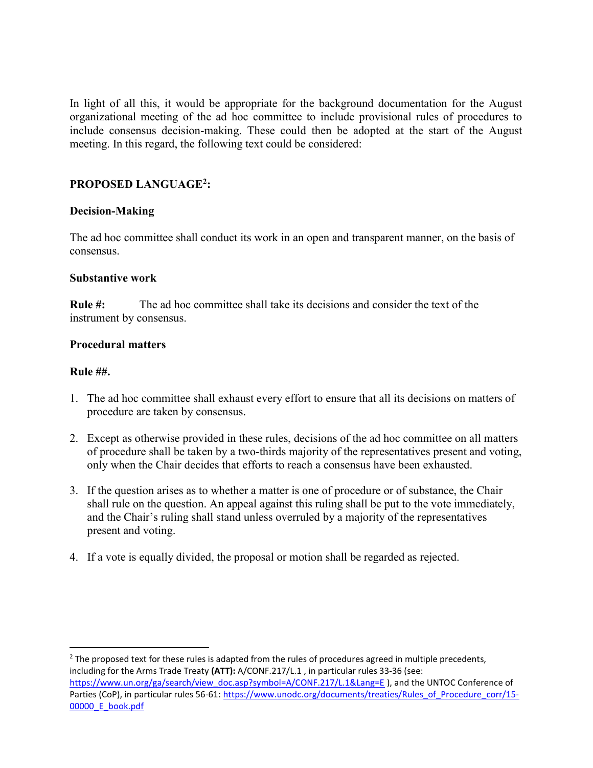In light of all this, it would be appropriate for the background documentation for the August organizational meeting of the ad hoc committee to include provisional rules of procedures to include consensus decision-making. These could then be adopted at the start of the August meeting. In this regard, the following text could be considered:

**PROPOSED LANGUAGE[2]:**

**Decision-Making**

The ad hoc committee shall conduct its work in an open and transparent manner, on the basis of consensus.

**Substantive work**

**Rule #:** The ad hoc committee shall take its decisions and consider the text of the instrument by consensus.

**Procedural matters**

**Rule ##.**

1. The ad hoc committee shall exhaust every effort to ensure that all its decisions on matters of procedure are taken by consensus.

2. Except as otherwise provided in these rules, decisions of the ad hoc committee on all matters of procedure shall be taken by a two-thirds majority of the representatives present and voting, only when the Chair decides that efforts to reach a consensus have been exhausted.

3. If the question arises as to whether a matter is one of procedure or of substance, the Chair shall rule on the question. An appeal against this ruling shall be put to the vote immediately, and the Chair's ruling shall stand unless overruled by a majority of the representatives present and voting.

4. If a vote is equally divided, the proposal or motion shall be regarded as rejected.

---

[2] The proposed text for these rules is adapted from the rules of procedures agreed in multiple precedents, including for the Arms Trade Treaty **(ATT):** A/CONF.217/L.1 , in particular rules 33-36 (see: https://www.un.org/ga/search/view_doc.asp?symbol=A/CONF.217/L.1&Lang=E ), and the UNTOC Conference of Parties (CoP), in particular rules 56-61: https://www.unodc.org/documents/treaties/Rules_of_Procedure_corr/15-00000_E_book.pdf